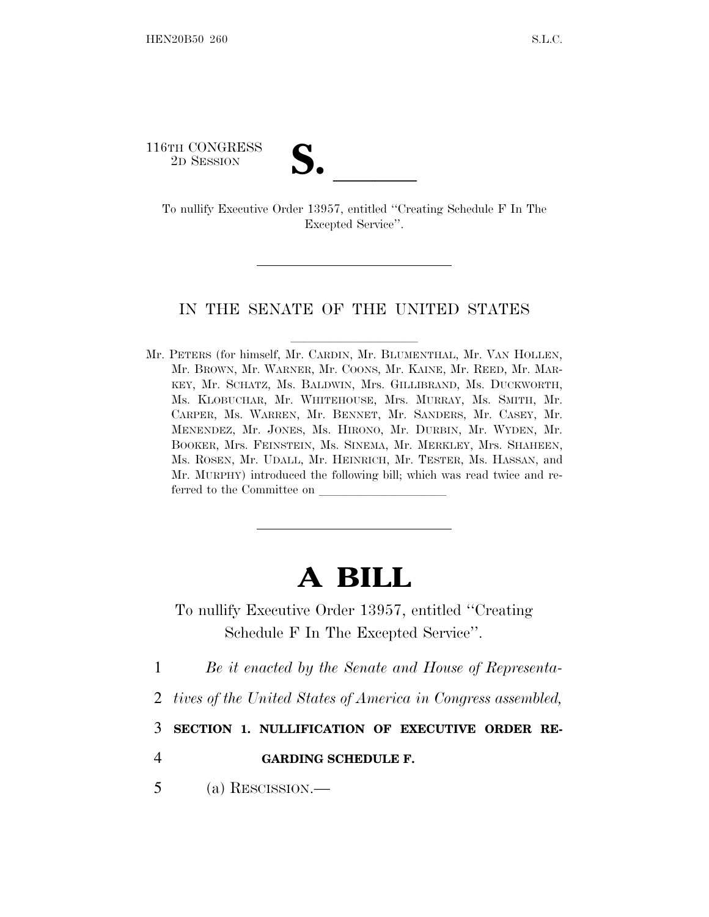116TH CONGRESS
2D SESSION

# S. \_\_\_\_\_\_

To nullify Executive Order 13957, entitled ''Creating Schedule F In The Excepted Service''.

---

IN THE SENATE OF THE UNITED STATES

---

Mr. PETERS (for himself, Mr. CARDIN, Mr. BLUMENTHAL, Mr. VAN HOLLEN, Mr. BROWN, Mr. WARNER, Mr. COONS, Mr. KAINE, Mr. REED, Mr. MARKEY, Mr. SCHATZ, Ms. BALDWIN, Mrs. GILLIBRAND, Ms. DUCKWORTH, Ms. KLOBUCHAR, Mr. WHITEHOUSE, Mrs. MURRAY, Ms. SMITH, Mr. CARPER, Ms. WARREN, Mr. BENNET, Mr. SANDERS, Mr. CASEY, Mr. MENENDEZ, Mr. JONES, Ms. HIRONO, Mr. DURBIN, Mr. WYDEN, Mr. BOOKER, Mrs. FEINSTEIN, Ms. SINEMA, Mr. MERKLEY, Mrs. SHAHEEN, Ms. ROSEN, Mr. UDALL, Mr. HEINRICH, Mr. TESTER, Ms. HASSAN, and Mr. MURPHY) introduced the following bill; which was read twice and referred to the Committee on \_\_\_\_\_\_\_\_\_\_\_\_\_\_\_\_\_\_\_\_

---

# A BILL

To nullify Executive Order 13957, entitled ''Creating Schedule F In The Excepted Service''.

1 *Be it enacted by the Senate and House of Representa-*
2 *tives of the United States of America in Congress assembled,*

3 **SECTION 1. NULLIFICATION OF EXECUTIVE ORDER RE-**
4 **GARDING SCHEDULE F.**

5 (a) RESCISSION.—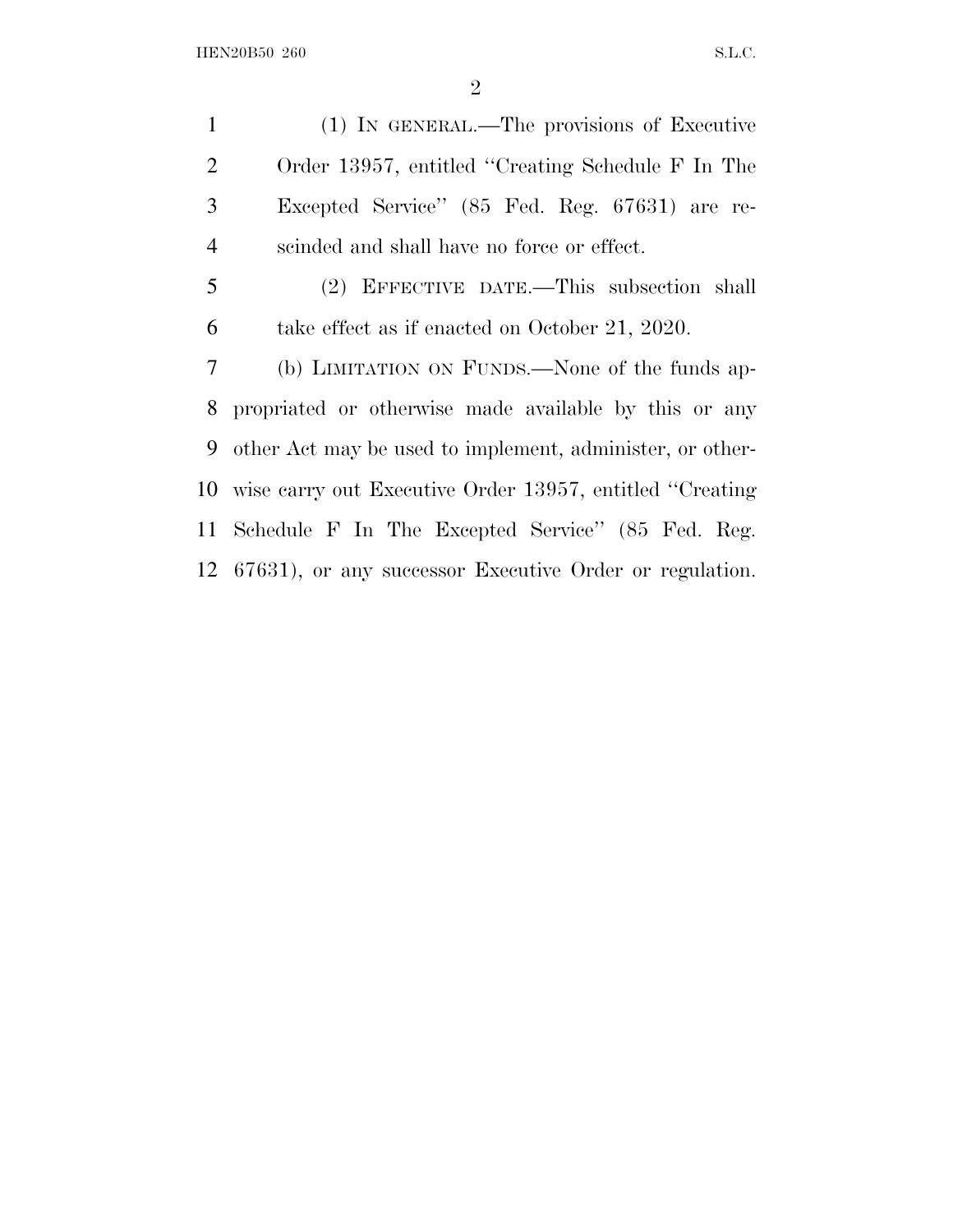(1) IN GENERAL.—The provisions of Executive Order 13957, entitled "Creating Schedule F In The Excepted Service" (85 Fed. Reg. 67631) are rescinded and shall have no force or effect.

(2) EFFECTIVE DATE.—This subsection shall take effect as if enacted on October 21, 2020.

(b) LIMITATION ON FUNDS.—None of the funds appropriated or otherwise made available by this or any other Act may be used to implement, administer, or otherwise carry out Executive Order 13957, entitled "Creating Schedule F In The Excepted Service" (85 Fed. Reg. 67631), or any successor Executive Order or regulation.